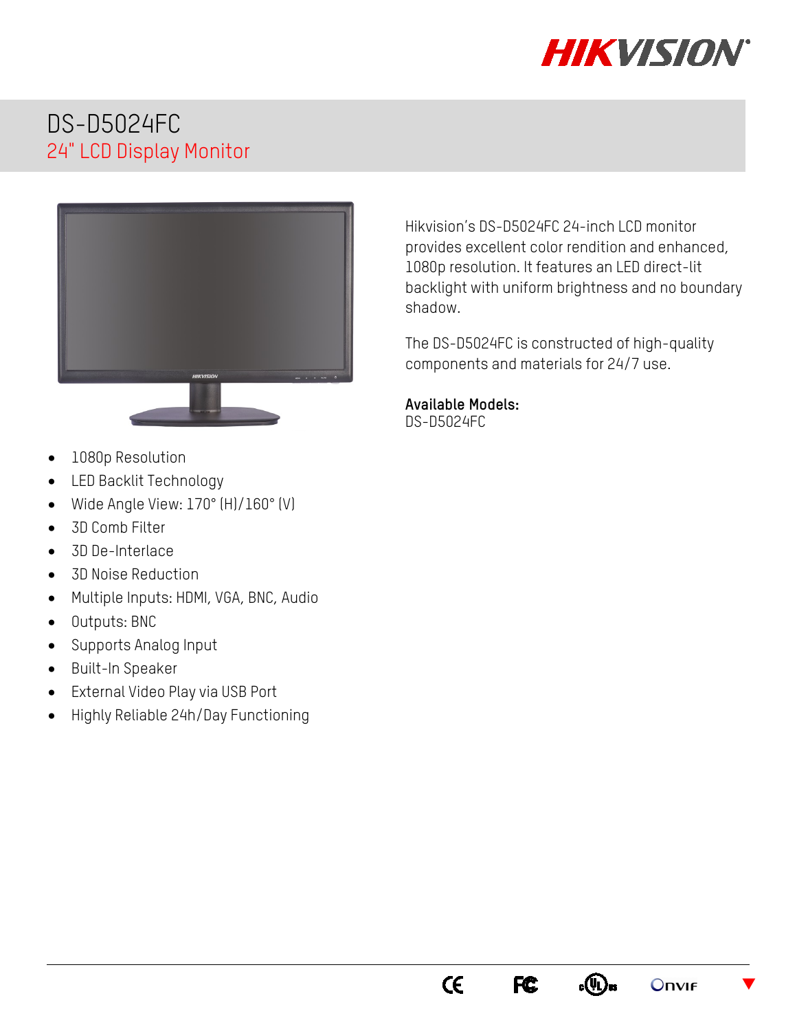# DS-D5024FC

## 24" LCD Display Monitor

Hikvision's DS-D5024FC 24-inch LCD monitor provides excellent color rendition and enhanced, 1080p resolution. It features an LED direct-lit backlight with uniform brightness and no boundary shadow.

The DS-D5024FC is constructed of high-quality components and materials for 24/7 use.

**Available Models:**
DS-D5024FC

- 1080p Resolution
- LED Backlit Technology
- Wide Angle View: 170° (H)/160° (V)
- 3D Comb Filter
- 3D De-Interlace
- 3D Noise Reduction
- Multiple Inputs: HDMI, VGA, BNC, Audio
- Outputs: BNC
- Supports Analog Input
- Built-In Speaker
- External Video Play via USB Port
- Highly Reliable 24h/Day Functioning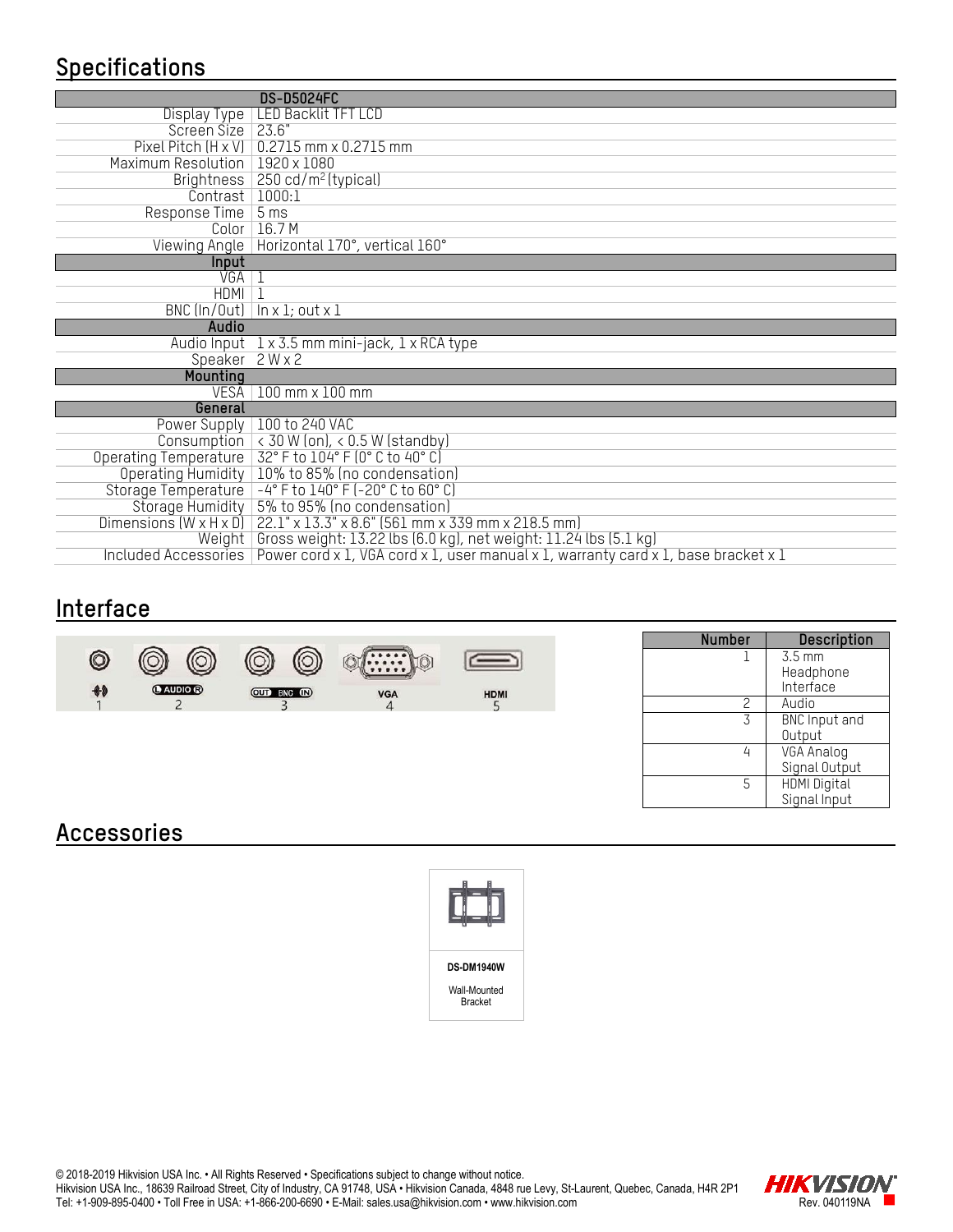## Specifications

| | DS-D5024FC |
|---|---|
| Display Type | LED Backlit TFT LCD |
| Screen Size | 23.6" |
| Pixel Pitch (H x V) | 0.2715 mm x 0.2715 mm |
| Maximum Resolution | 1920 x 1080 |
| Brightness | 250 cd/m$^2$ (typical) |
| Contrast | 1000:1 |
| Response Time | 5 ms |
| Color | 16.7 M |
| Viewing Angle | Horizontal 170°, vertical 160° |
| **Input** | |
| VGA | 1 |
| HDMI | 1 |
| BNC (In/Out) | In x 1; out x 1 |
| **Audio** | |
| Audio Input | 1 x 3.5 mm mini-jack, 1 x RCA type |
| Speaker | 2 W x 2 |
| **Mounting** | |
| VESA | 100 mm x 100 mm |
| **General** | |
| Power Supply | 100 to 240 VAC |
| Consumption | < 30 W (on), < 0.5 W (standby) |
| Operating Temperature | 32° F to 104° F (0° C to 40° C) |
| Operating Humidity | 10% to 85% (no condensation) |
| Storage Temperature | -4° F to 140° F (-20° C to 60° C) |
| Storage Humidity | 5% to 95% (no condensation) |
| Dimensions (W x H x D) | 22.1" x 13.3" x 8.6" (561 mm x 339 mm x 218.5 mm) |
| Weight | Gross weight: 13.22 lbs (6.0 kg), net weight: 11.24 lbs (5.1 kg) |
| Included Accessories | Power cord x 1, VGA cord x 1, user manual x 1, warranty card x 1, base bracket x 1 |

## Interface

AUDIO
OUT BNC IN
VGA
HDMI
1 2 3 4 5

| Number | Description |
|---|---|
| 1 | 3.5 mm Headphone Interface |
| 2 | Audio |
| 3 | BNC Input and Output |
| 4 | VGA Analog Signal Output |
| 5 | HDMI Digital Signal Input |

## Accessories

**DS-DM1940W**

Wall-Mounted Bracket

© 2018-2019 Hikvision USA Inc. • All Rights Reserved • Specifications subject to change without notice.
Hikvision USA Inc., 18639 Railroad Street, City of Industry, CA 91748, USA • Hikvision Canada, 4848 rue Levy, St-Laurent, Quebec, Canada, H4R 2P1
Tel: +1-909-895-0400 • Toll Free in USA: +1-866-200-6690 • E-Mail: sales.usa@hikvision.com • www.hikvision.com

HIKVISION
Rev. 040119NA